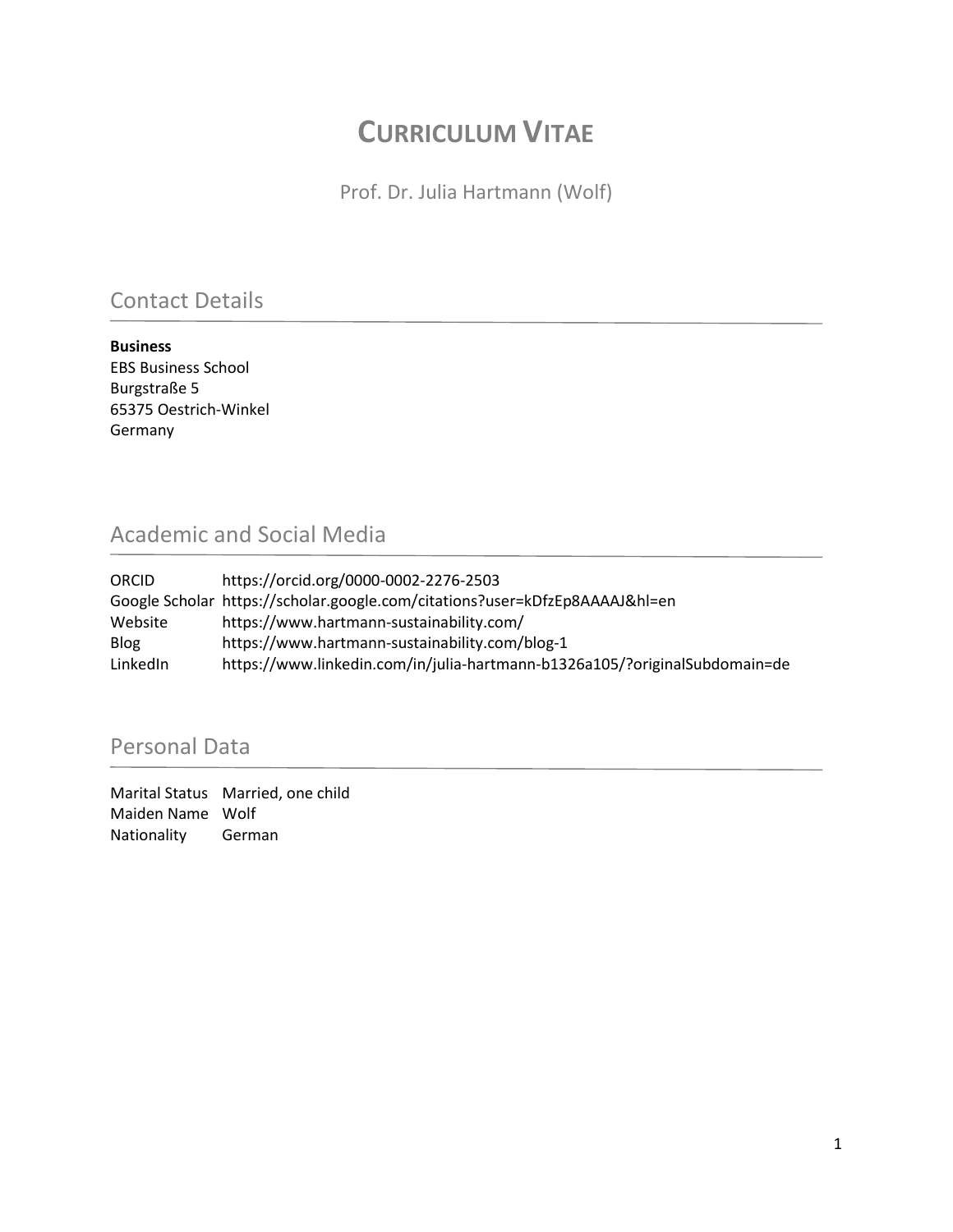# Curriculum Vitae

Prof. Dr. Julia Hartmann (Wolf)

## Contact Details

**Business**
EBS Business School
Burgstraße 5
65375 Oestrich-Winkel
Germany

## Academic and Social Media

| | |
|---|---|
| ORCID | https://orcid.org/0000-0002-2276-2503 |
| Google Scholar | https://scholar.google.com/citations?user=kDfzEp8AAAAJ&hl=en |
| Website | https://www.hartmann-sustainability.com/ |
| Blog | https://www.hartmann-sustainability.com/blog-1 |
| LinkedIn | https://www.linkedin.com/in/julia-hartmann-b1326a105/?originalSubdomain=de |

## Personal Data

| | |
|---|---|
| Marital Status | Married, one child |
| Maiden Name | Wolf |
| Nationality | German |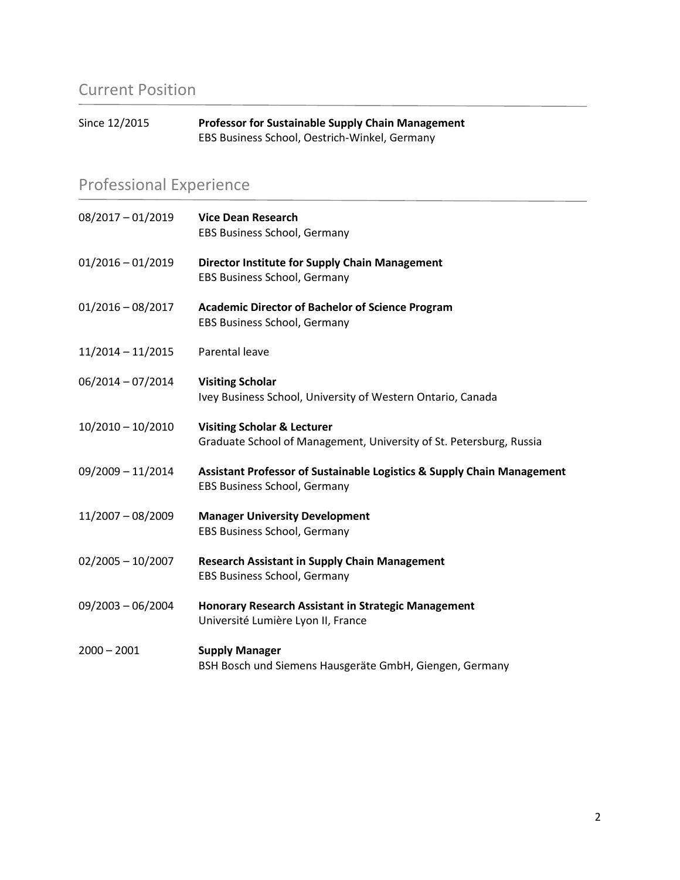## Current Position

Since 12/2015 **Professor for Sustainable Supply Chain Management**
EBS Business School, Oestrich-Winkel, Germany

## Professional Experience

08/2017 – 01/2019 **Vice Dean Research**
EBS Business School, Germany

01/2016 – 01/2019 **Director Institute for Supply Chain Management**
EBS Business School, Germany

01/2016 – 08/2017 **Academic Director of Bachelor of Science Program**
EBS Business School, Germany

11/2014 – 11/2015 Parental leave

06/2014 – 07/2014 **Visiting Scholar**
Ivey Business School, University of Western Ontario, Canada

10/2010 – 10/2010 **Visiting Scholar & Lecturer**
Graduate School of Management, University of St. Petersburg, Russia

09/2009 – 11/2014 **Assistant Professor of Sustainable Logistics & Supply Chain Management**
EBS Business School, Germany

11/2007 – 08/2009 **Manager University Development**
EBS Business School, Germany

02/2005 – 10/2007 **Research Assistant in Supply Chain Management**
EBS Business School, Germany

09/2003 – 06/2004 **Honorary Research Assistant in Strategic Management**
Université Lumière Lyon II, France

2000 – 2001 **Supply Manager**
BSH Bosch und Siemens Hausgeräte GmbH, Giengen, Germany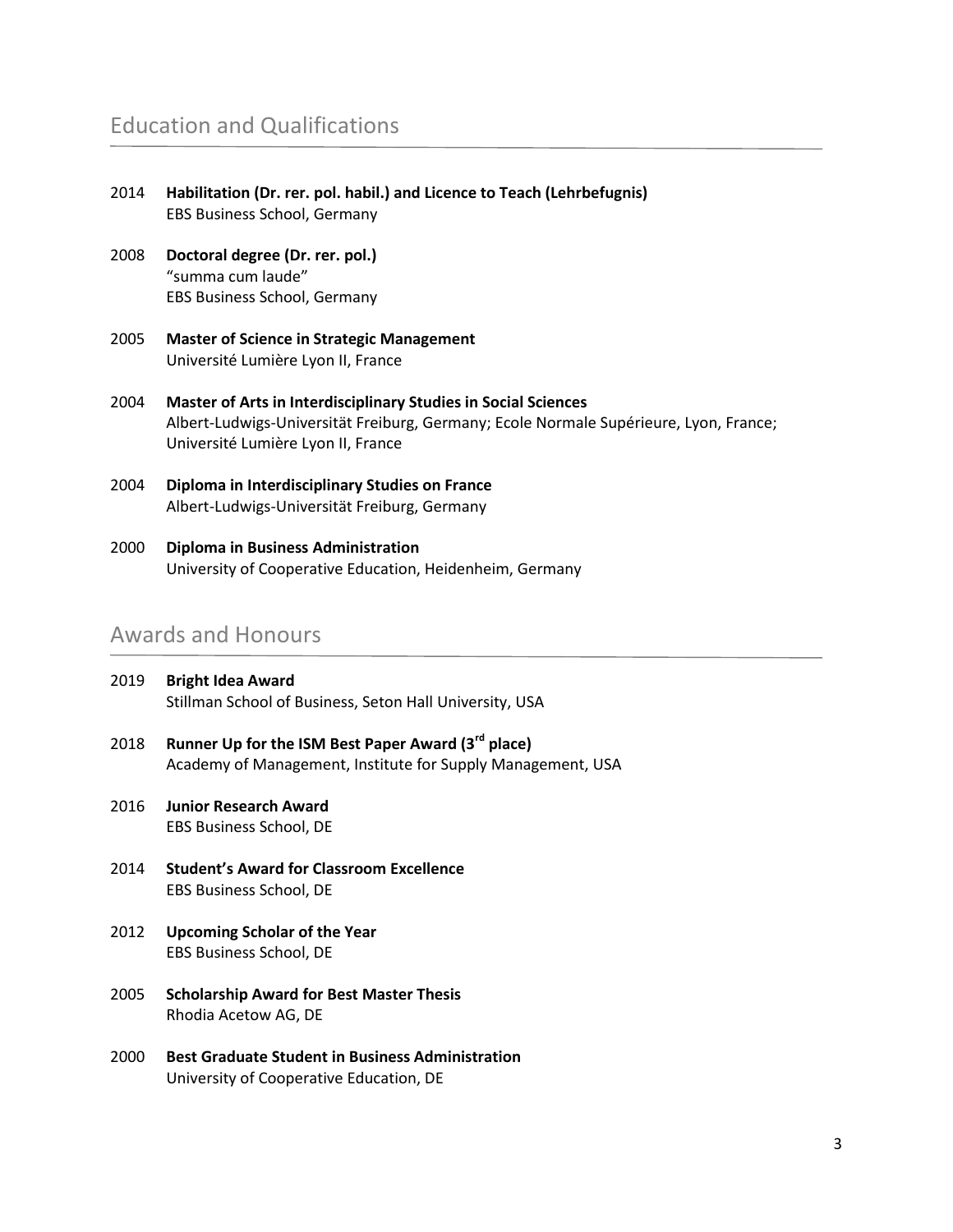## Education and Qualifications

2014 **Habilitation (Dr. rer. pol. habil.) and Licence to Teach (Lehrbefugnis)**
EBS Business School, Germany

2008 **Doctoral degree (Dr. rer. pol.)**
"summa cum laude"
EBS Business School, Germany

2005 **Master of Science in Strategic Management**
Université Lumière Lyon II, France

2004 **Master of Arts in Interdisciplinary Studies in Social Sciences**
Albert-Ludwigs-Universität Freiburg, Germany; Ecole Normale Supérieure, Lyon, France; Université Lumière Lyon II, France

2004 **Diploma in Interdisciplinary Studies on France**
Albert-Ludwigs-Universität Freiburg, Germany

2000 **Diploma in Business Administration**
University of Cooperative Education, Heidenheim, Germany

## Awards and Honours

2019 **Bright Idea Award**
Stillman School of Business, Seton Hall University, USA

2018 **Runner Up for the ISM Best Paper Award (3rd place)**
Academy of Management, Institute for Supply Management, USA

2016 **Junior Research Award**
EBS Business School, DE

2014 **Student's Award for Classroom Excellence**
EBS Business School, DE

2012 **Upcoming Scholar of the Year**
EBS Business School, DE

2005 **Scholarship Award for Best Master Thesis**
Rhodia Acetow AG, DE

2000 **Best Graduate Student in Business Administration**
University of Cooperative Education, DE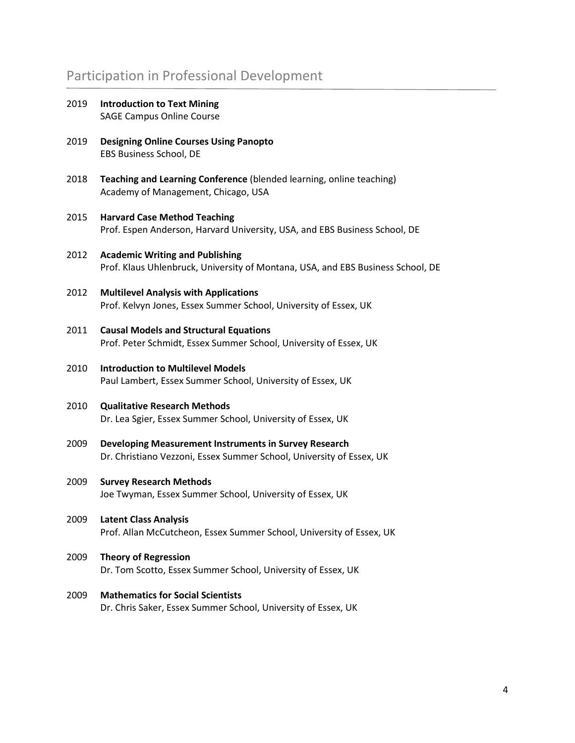## Participation in Professional Development

2019 **Introduction to Text Mining**
SAGE Campus Online Course

2019 **Designing Online Courses Using Panopto**
EBS Business School, DE

2018 **Teaching and Learning Conference** (blended learning, online teaching)
Academy of Management, Chicago, USA

2015 **Harvard Case Method Teaching**
Prof. Espen Anderson, Harvard University, USA, and EBS Business School, DE

2012 **Academic Writing and Publishing**
Prof. Klaus Uhlenbruck, University of Montana, USA, and EBS Business School, DE

2012 **Multilevel Analysis with Applications**
Prof. Kelvyn Jones, Essex Summer School, University of Essex, UK

2011 **Causal Models and Structural Equations**
Prof. Peter Schmidt, Essex Summer School, University of Essex, UK

2010 **Introduction to Multilevel Models**
Paul Lambert, Essex Summer School, University of Essex, UK

2010 **Qualitative Research Methods**
Dr. Lea Sgier, Essex Summer School, University of Essex, UK

2009 **Developing Measurement Instruments in Survey Research**
Dr. Christiano Vezzoni, Essex Summer School, University of Essex, UK

2009 **Survey Research Methods**
Joe Twyman, Essex Summer School, University of Essex, UK

2009 **Latent Class Analysis**
Prof. Allan McCutcheon, Essex Summer School, University of Essex, UK

2009 **Theory of Regression**
Dr. Tom Scotto, Essex Summer School, University of Essex, UK

2009 **Mathematics for Social Scientists**
Dr. Chris Saker, Essex Summer School, University of Essex, UK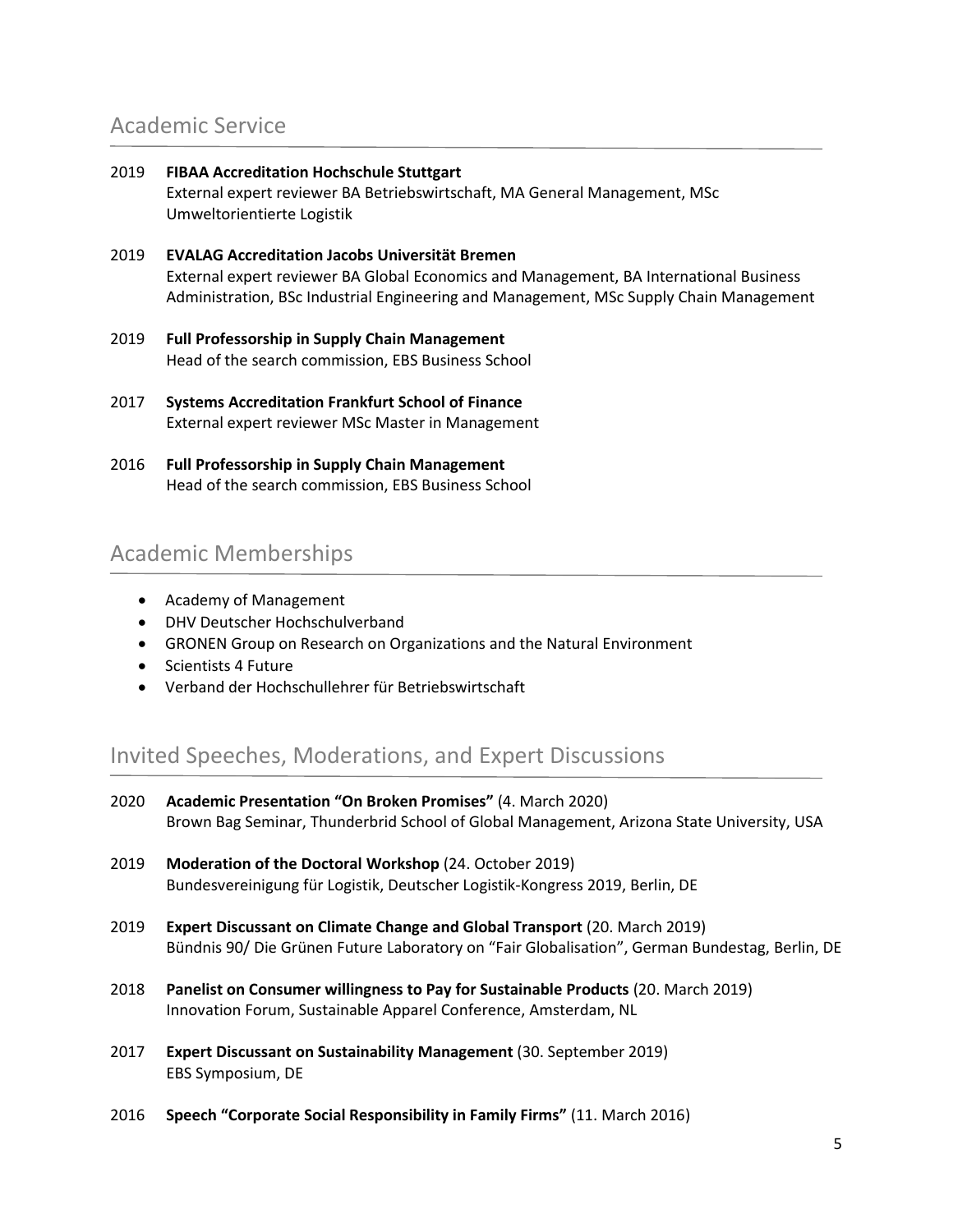## Academic Service

2019 **FIBAA Accreditation Hochschule Stuttgart**
External expert reviewer BA Betriebswirtschaft, MA General Management, MSc Umweltorientierte Logistik

2019 **EVALAG Accreditation Jacobs Universität Bremen**
External expert reviewer BA Global Economics and Management, BA International Business Administration, BSc Industrial Engineering and Management, MSc Supply Chain Management

2019 **Full Professorship in Supply Chain Management**
Head of the search commission, EBS Business School

2017 **Systems Accreditation Frankfurt School of Finance**
External expert reviewer MSc Master in Management

2016 **Full Professorship in Supply Chain Management**
Head of the search commission, EBS Business School

## Academic Memberships

- Academy of Management
- DHV Deutscher Hochschulverband
- GRONEN Group on Research on Organizations and the Natural Environment
- Scientists 4 Future
- Verband der Hochschullehrer für Betriebswirtschaft

## Invited Speeches, Moderations, and Expert Discussions

2020 **Academic Presentation "On Broken Promises"** (4. March 2020)
Brown Bag Seminar, Thunderbrid School of Global Management, Arizona State University, USA

2019 **Moderation of the Doctoral Workshop** (24. October 2019)
Bundesvereinigung für Logistik, Deutscher Logistik-Kongress 2019, Berlin, DE

2019 **Expert Discussant on Climate Change and Global Transport** (20. March 2019)
Bündnis 90/ Die Grünen Future Laboratory on "Fair Globalisation", German Bundestag, Berlin, DE

2018 **Panelist on Consumer willingness to Pay for Sustainable Products** (20. March 2019)
Innovation Forum, Sustainable Apparel Conference, Amsterdam, NL

2017 **Expert Discussant on Sustainability Management** (30. September 2019)
EBS Symposium, DE

2016 **Speech "Corporate Social Responsibility in Family Firms"** (11. March 2016)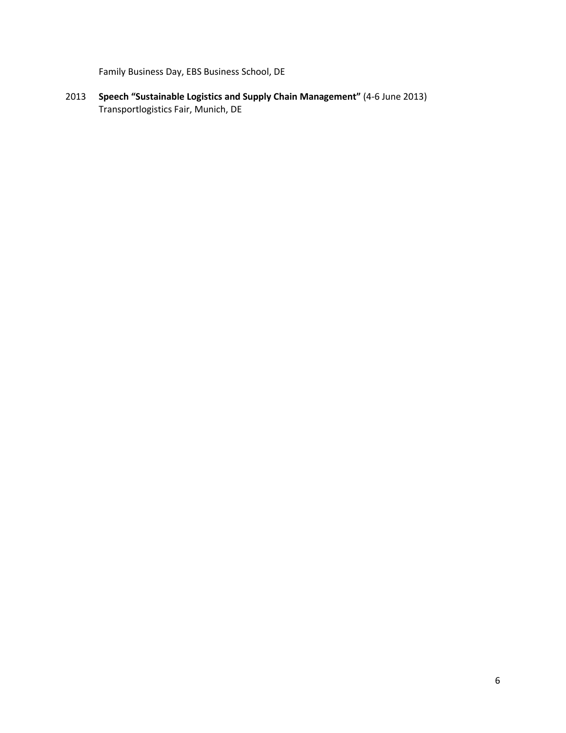Family Business Day, EBS Business School, DE

2013 **Speech "Sustainable Logistics and Supply Chain Management"** (4-6 June 2013)
Transportlogistics Fair, Munich, DE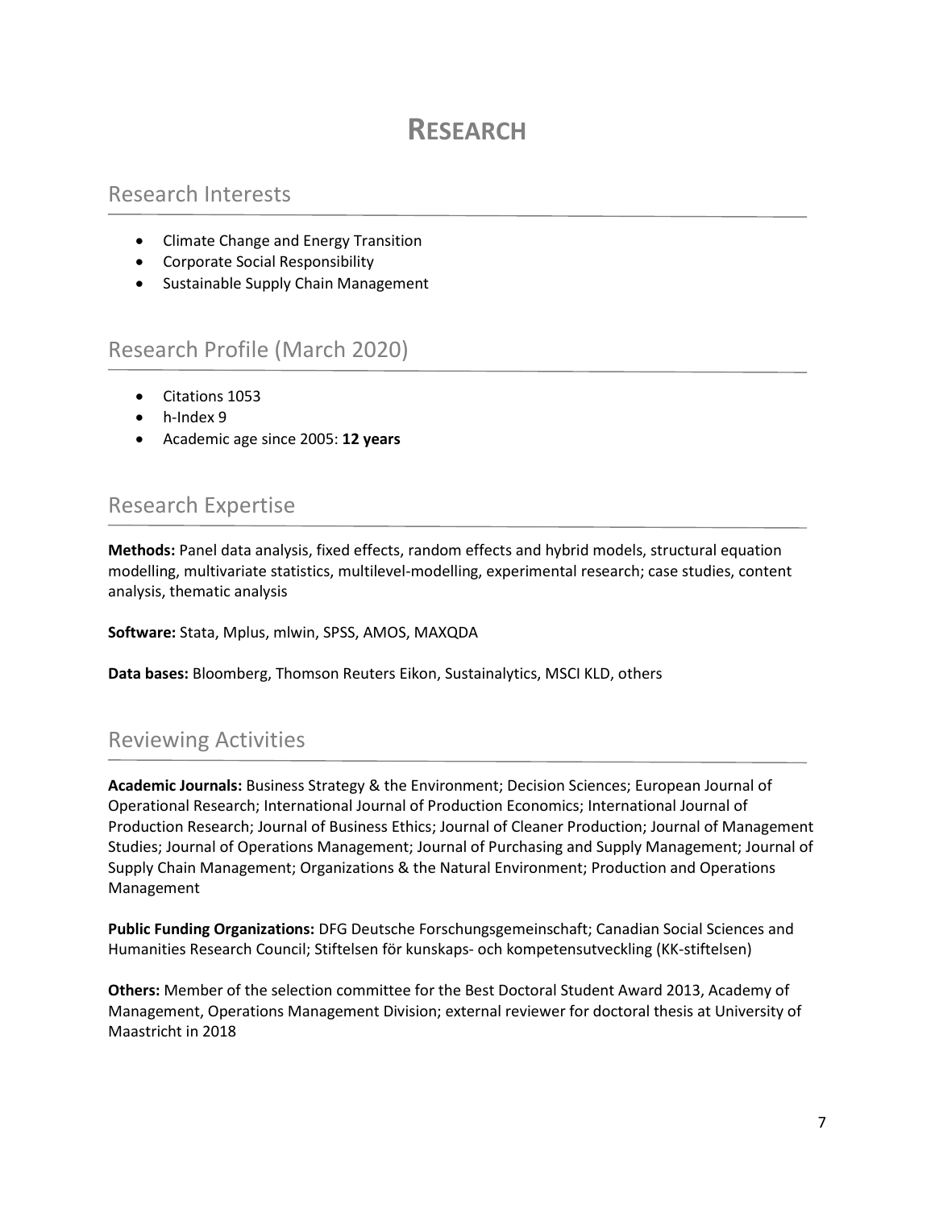# RESEARCH

## Research Interests

- Climate Change and Energy Transition
- Corporate Social Responsibility
- Sustainable Supply Chain Management

## Research Profile (March 2020)

- Citations 1053
- h-Index 9
- Academic age since 2005: **12 years**

## Research Expertise

**Methods:** Panel data analysis, fixed effects, random effects and hybrid models, structural equation modelling, multivariate statistics, multilevel-modelling, experimental research; case studies, content analysis, thematic analysis

**Software:** Stata, Mplus, mlwin, SPSS, AMOS, MAXQDA

**Data bases:** Bloomberg, Thomson Reuters Eikon, Sustainalytics, MSCI KLD, others

## Reviewing Activities

**Academic Journals:** Business Strategy & the Environment; Decision Sciences; European Journal of Operational Research; International Journal of Production Economics; International Journal of Production Research; Journal of Business Ethics; Journal of Cleaner Production; Journal of Management Studies; Journal of Operations Management; Journal of Purchasing and Supply Management; Journal of Supply Chain Management; Organizations & the Natural Environment; Production and Operations Management

**Public Funding Organizations:** DFG Deutsche Forschungsgemeinschaft; Canadian Social Sciences and Humanities Research Council; Stiftelsen för kunskaps- och kompetensutveckling (KK-stiftelsen)

**Others:** Member of the selection committee for the Best Doctoral Student Award 2013, Academy of Management, Operations Management Division; external reviewer for doctoral thesis at University of Maastricht in 2018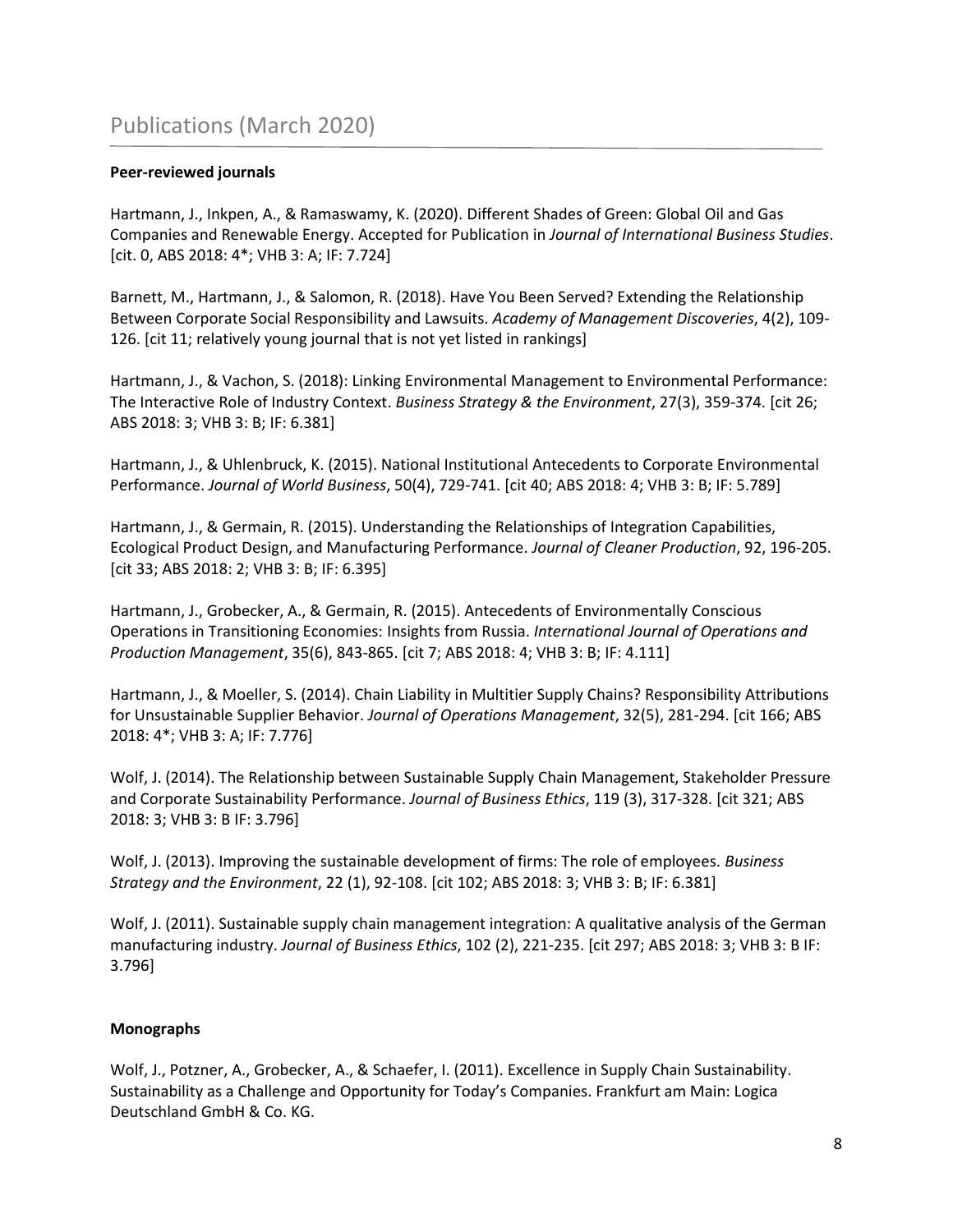# Publications (March 2020)

**Peer-reviewed journals**

Hartmann, J., Inkpen, A., & Ramaswamy, K. (2020). Different Shades of Green: Global Oil and Gas Companies and Renewable Energy. Accepted for Publication in *Journal of International Business Studies*. [cit. 0, ABS 2018: 4*; VHB 3: A; IF: 7.724]

Barnett, M., Hartmann, J., & Salomon, R. (2018). Have You Been Served? Extending the Relationship Between Corporate Social Responsibility and Lawsuits. *Academy of Management Discoveries*, 4(2), 109-126. [cit 11; relatively young journal that is not yet listed in rankings]

Hartmann, J., & Vachon, S. (2018): Linking Environmental Management to Environmental Performance: The Interactive Role of Industry Context. *Business Strategy & the Environment*, 27(3), 359-374. [cit 26; ABS 2018: 3; VHB 3: B; IF: 6.381]

Hartmann, J., & Uhlenbruck, K. (2015). National Institutional Antecedents to Corporate Environmental Performance. *Journal of World Business*, 50(4), 729-741. [cit 40; ABS 2018: 4; VHB 3: B; IF: 5.789]

Hartmann, J., & Germain, R. (2015). Understanding the Relationships of Integration Capabilities, Ecological Product Design, and Manufacturing Performance. *Journal of Cleaner Production*, 92, 196-205. [cit 33; ABS 2018: 2; VHB 3: B; IF: 6.395]

Hartmann, J., Grobecker, A., & Germain, R. (2015). Antecedents of Environmentally Conscious Operations in Transitioning Economies: Insights from Russia. *International Journal of Operations and Production Management*, 35(6), 843-865. [cit 7; ABS 2018: 4; VHB 3: B; IF: 4.111]

Hartmann, J., & Moeller, S. (2014). Chain Liability in Multitier Supply Chains? Responsibility Attributions for Unsustainable Supplier Behavior. *Journal of Operations Management*, 32(5), 281-294. [cit 166; ABS 2018: 4*; VHB 3: A; IF: 7.776]

Wolf, J. (2014). The Relationship between Sustainable Supply Chain Management, Stakeholder Pressure and Corporate Sustainability Performance. *Journal of Business Ethics*, 119 (3), 317-328. [cit 321; ABS 2018: 3; VHB 3: B IF: 3.796]

Wolf, J. (2013). Improving the sustainable development of firms: The role of employees. *Business Strategy and the Environment*, 22 (1), 92-108. [cit 102; ABS 2018: 3; VHB 3: B; IF: 6.381]

Wolf, J. (2011). Sustainable supply chain management integration: A qualitative analysis of the German manufacturing industry. *Journal of Business Ethics*, 102 (2), 221-235. [cit 297; ABS 2018: 3; VHB 3: B IF: 3.796]

**Monographs**

Wolf, J., Potzner, A., Grobecker, A., & Schaefer, I. (2011). Excellence in Supply Chain Sustainability. Sustainability as a Challenge and Opportunity for Today's Companies. Frankfurt am Main: Logica Deutschland GmbH & Co. KG.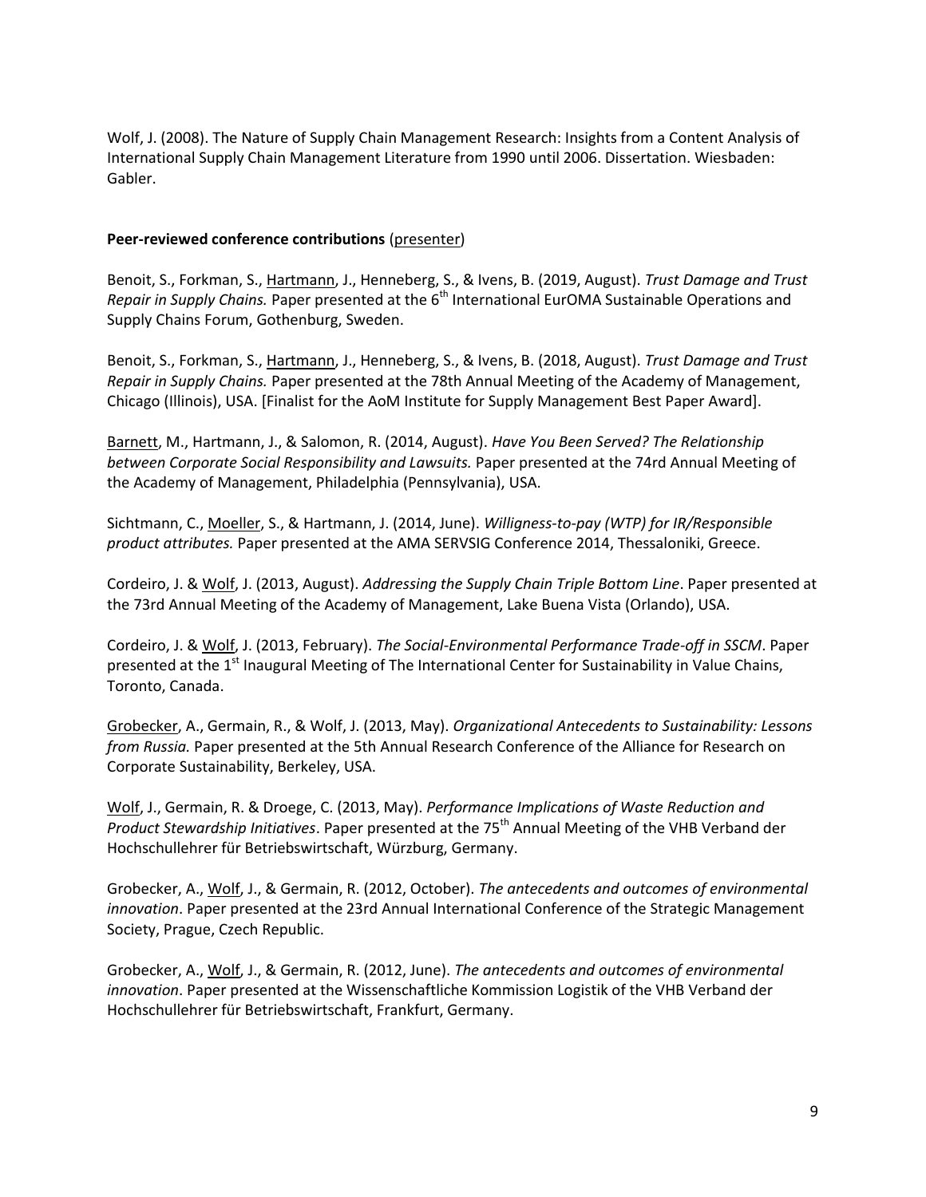Wolf, J. (2008). The Nature of Supply Chain Management Research: Insights from a Content Analysis of International Supply Chain Management Literature from 1990 until 2006. Dissertation. Wiesbaden: Gabler.

**Peer-reviewed conference contributions** (presenter)

Benoit, S., Forkman, S., Hartmann, J., Henneberg, S., & Ivens, B. (2019, August). *Trust Damage and Trust Repair in Supply Chains.* Paper presented at the 6th International EurOMA Sustainable Operations and Supply Chains Forum, Gothenburg, Sweden.

Benoit, S., Forkman, S., Hartmann, J., Henneberg, S., & Ivens, B. (2018, August). *Trust Damage and Trust Repair in Supply Chains.* Paper presented at the 78th Annual Meeting of the Academy of Management, Chicago (Illinois), USA. [Finalist for the AoM Institute for Supply Management Best Paper Award].

Barnett, M., Hartmann, J., & Salomon, R. (2014, August). *Have You Been Served? The Relationship between Corporate Social Responsibility and Lawsuits.* Paper presented at the 74rd Annual Meeting of the Academy of Management, Philadelphia (Pennsylvania), USA.

Sichtmann, C., Moeller, S., & Hartmann, J. (2014, June). *Willingness-to-pay (WTP) for IR/Responsible product attributes.* Paper presented at the AMA SERVSIG Conference 2014, Thessaloniki, Greece.

Cordeiro, J. & Wolf, J. (2013, August). *Addressing the Supply Chain Triple Bottom Line*. Paper presented at the 73rd Annual Meeting of the Academy of Management, Lake Buena Vista (Orlando), USA.

Cordeiro, J. & Wolf, J. (2013, February). *The Social-Environmental Performance Trade-off in SSCM*. Paper presented at the 1st Inaugural Meeting of The International Center for Sustainability in Value Chains, Toronto, Canada.

Grobecker, A., Germain, R., & Wolf, J. (2013, May). *Organizational Antecedents to Sustainability: Lessons from Russia.* Paper presented at the 5th Annual Research Conference of the Alliance for Research on Corporate Sustainability, Berkeley, USA.

Wolf, J., Germain, R. & Droege, C. (2013, May). *Performance Implications of Waste Reduction and Product Stewardship Initiatives*. Paper presented at the 75th Annual Meeting of the VHB Verband der Hochschullehrer für Betriebswirtschaft, Würzburg, Germany.

Grobecker, A., Wolf, J., & Germain, R. (2012, October). *The antecedents and outcomes of environmental innovation*. Paper presented at the 23rd Annual International Conference of the Strategic Management Society, Prague, Czech Republic.

Grobecker, A., Wolf, J., & Germain, R. (2012, June). *The antecedents and outcomes of environmental innovation*. Paper presented at the Wissenschaftliche Kommission Logistik of the VHB Verband der Hochschullehrer für Betriebswirtschaft, Frankfurt, Germany.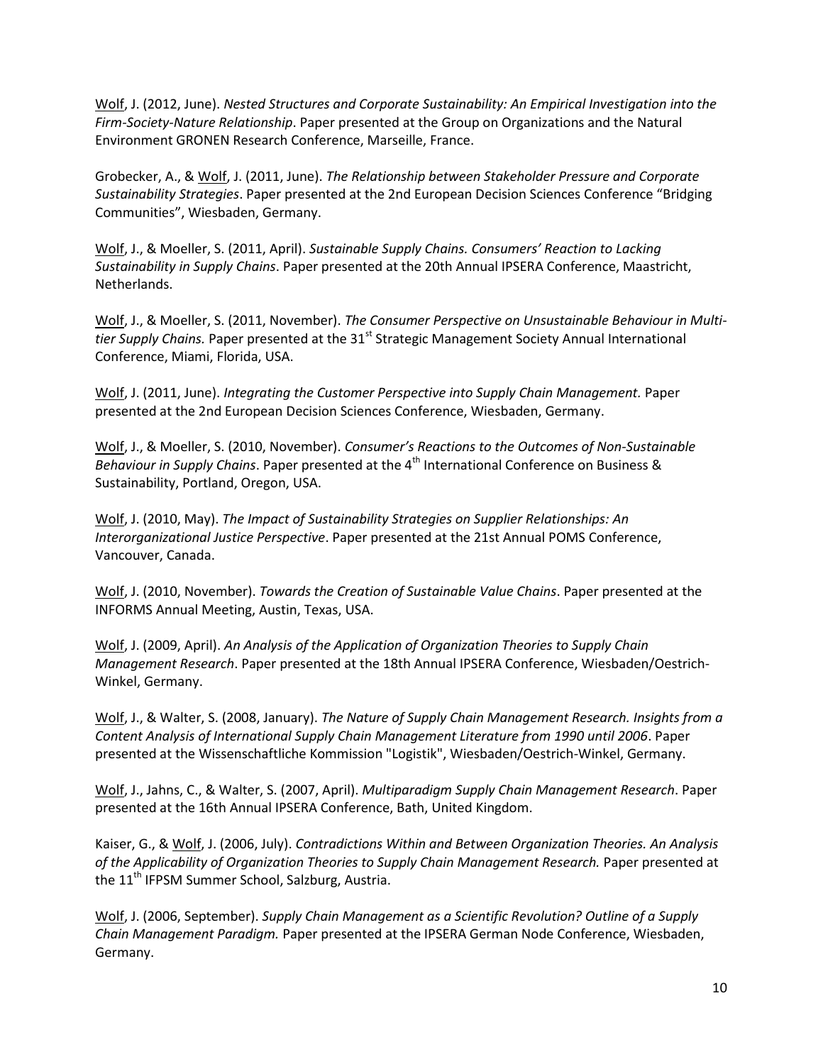<u>Wolf</u>, J. (2012, June). *Nested Structures and Corporate Sustainability: An Empirical Investigation into the Firm-Society-Nature Relationship*. Paper presented at the Group on Organizations and the Natural Environment GRONEN Research Conference, Marseille, France.

Grobecker, A., & <u>Wolf</u>, J. (2011, June). *The Relationship between Stakeholder Pressure and Corporate Sustainability Strategies*. Paper presented at the 2nd European Decision Sciences Conference “Bridging Communities”, Wiesbaden, Germany.

<u>Wolf</u>, J., & Moeller, S. (2011, April). *Sustainable Supply Chains. Consumers’ Reaction to Lacking Sustainability in Supply Chains*. Paper presented at the 20th Annual IPSERA Conference, Maastricht, Netherlands.

<u>Wolf</u>, J., & Moeller, S. (2011, November). *The Consumer Perspective on Unsustainable Behaviour in Multi-tier Supply Chains.* Paper presented at the 31st Strategic Management Society Annual International Conference, Miami, Florida, USA.

<u>Wolf</u>, J. (2011, June). *Integrating the Customer Perspective into Supply Chain Management.* Paper presented at the 2nd European Decision Sciences Conference, Wiesbaden, Germany.

<u>Wolf</u>, J., & Moeller, S. (2010, November). *Consumer’s Reactions to the Outcomes of Non-Sustainable Behaviour in Supply Chains*. Paper presented at the 4th International Conference on Business & Sustainability, Portland, Oregon, USA.

<u>Wolf</u>, J. (2010, May). *The Impact of Sustainability Strategies on Supplier Relationships: An Interorganizational Justice Perspective*. Paper presented at the 21st Annual POMS Conference, Vancouver, Canada.

<u>Wolf</u>, J. (2010, November). *Towards the Creation of Sustainable Value Chains*. Paper presented at the INFORMS Annual Meeting, Austin, Texas, USA.

<u>Wolf</u>, J. (2009, April). *An Analysis of the Application of Organization Theories to Supply Chain Management Research*. Paper presented at the 18th Annual IPSERA Conference, Wiesbaden/Oestrich-Winkel, Germany.

<u>Wolf</u>, J., & Walter, S. (2008, January). *The Nature of Supply Chain Management Research. Insights from a Content Analysis of International Supply Chain Management Literature from 1990 until 2006*. Paper presented at the Wissenschaftliche Kommission "Logistik", Wiesbaden/Oestrich-Winkel, Germany.

<u>Wolf</u>, J., Jahns, C., & Walter, S. (2007, April). *Multiparadigm Supply Chain Management Research*. Paper presented at the 16th Annual IPSERA Conference, Bath, United Kingdom.

Kaiser, G., & <u>Wolf</u>, J. (2006, July). *Contradictions Within and Between Organization Theories. An Analysis of the Applicability of Organization Theories to Supply Chain Management Research.* Paper presented at the 11th IFPSM Summer School, Salzburg, Austria.

<u>Wolf</u>, J. (2006, September). *Supply Chain Management as a Scientific Revolution? Outline of a Supply Chain Management Paradigm.* Paper presented at the IPSERA German Node Conference, Wiesbaden, Germany.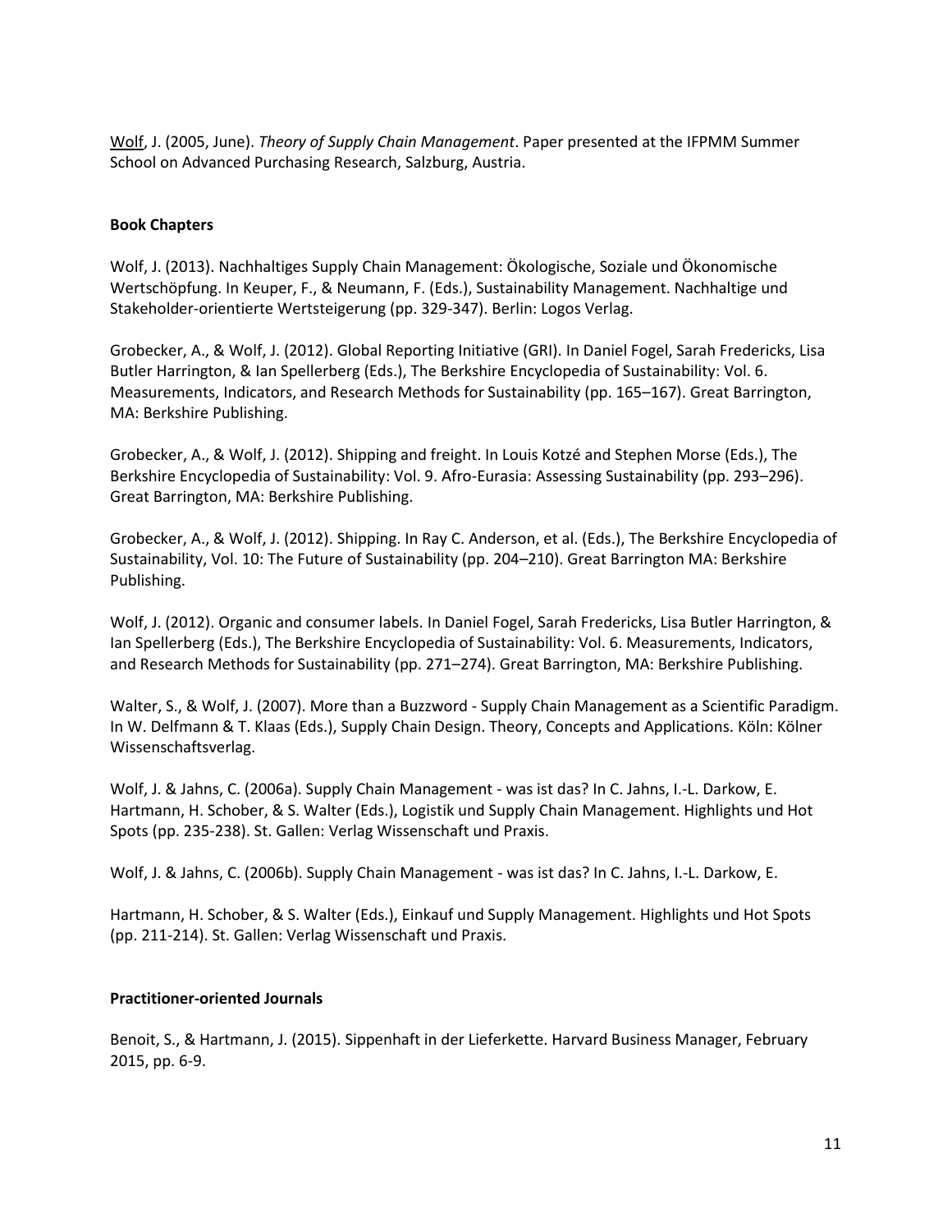Wolf, J. (2005, June). *Theory of Supply Chain Management*. Paper presented at the IFPMM Summer School on Advanced Purchasing Research, Salzburg, Austria.

**Book Chapters**

Wolf, J. (2013). Nachhaltiges Supply Chain Management: Ökologische, Soziale und Ökonomische Wertschöpfung. In Keuper, F., & Neumann, F. (Eds.), Sustainability Management. Nachhaltige und Stakeholder-orientierte Wertsteigerung (pp. 329-347). Berlin: Logos Verlag.

Grobecker, A., & Wolf, J. (2012). Global Reporting Initiative (GRI). In Daniel Fogel, Sarah Fredericks, Lisa Butler Harrington, & Ian Spellerberg (Eds.), The Berkshire Encyclopedia of Sustainability: Vol. 6. Measurements, Indicators, and Research Methods for Sustainability (pp. 165–167). Great Barrington, MA: Berkshire Publishing.

Grobecker, A., & Wolf, J. (2012). Shipping and freight. In Louis Kotzé and Stephen Morse (Eds.), The Berkshire Encyclopedia of Sustainability: Vol. 9. Afro-Eurasia: Assessing Sustainability (pp. 293–296). Great Barrington, MA: Berkshire Publishing.

Grobecker, A., & Wolf, J. (2012). Shipping. In Ray C. Anderson, et al. (Eds.), The Berkshire Encyclopedia of Sustainability, Vol. 10: The Future of Sustainability (pp. 204–210). Great Barrington MA: Berkshire Publishing.

Wolf, J. (2012). Organic and consumer labels. In Daniel Fogel, Sarah Fredericks, Lisa Butler Harrington, & Ian Spellerberg (Eds.), The Berkshire Encyclopedia of Sustainability: Vol. 6. Measurements, Indicators, and Research Methods for Sustainability (pp. 271–274). Great Barrington, MA: Berkshire Publishing.

Walter, S., & Wolf, J. (2007). More than a Buzzword - Supply Chain Management as a Scientific Paradigm. In W. Delfmann & T. Klaas (Eds.), Supply Chain Design. Theory, Concepts and Applications. Köln: Kölner Wissenschaftsverlag.

Wolf, J. & Jahns, C. (2006a). Supply Chain Management - was ist das? In C. Jahns, I.-L. Darkow, E. Hartmann, H. Schober, & S. Walter (Eds.), Logistik und Supply Chain Management. Highlights und Hot Spots (pp. 235-238). St. Gallen: Verlag Wissenschaft und Praxis.

Wolf, J. & Jahns, C. (2006b). Supply Chain Management - was ist das? In C. Jahns, I.-L. Darkow, E. Hartmann, H. Schober, & S. Walter (Eds.), Einkauf und Supply Management. Highlights und Hot Spots (pp. 211-214). St. Gallen: Verlag Wissenschaft und Praxis.

**Practitioner-oriented Journals**

Benoit, S., & Hartmann, J. (2015). Sippenhaft in der Lieferkette. Harvard Business Manager, February 2015, pp. 6-9.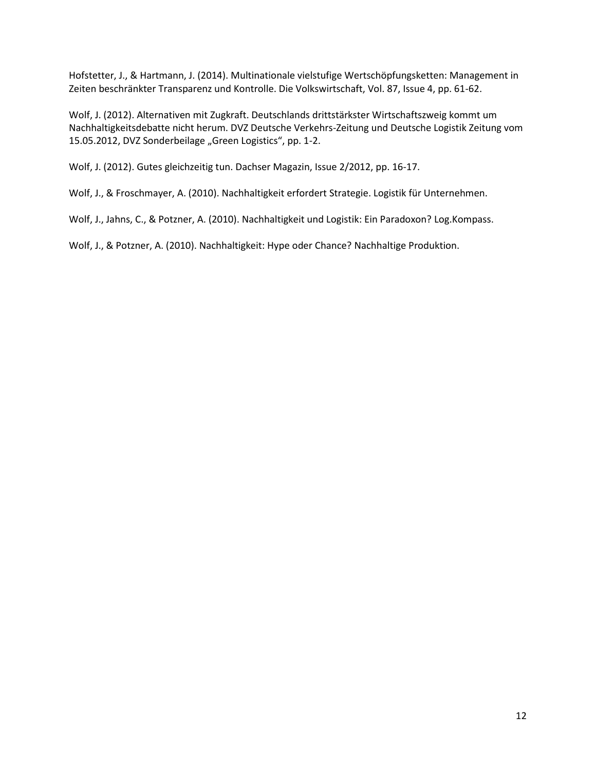Hofstetter, J., & Hartmann, J. (2014). Multinationale vielstufige Wertschöpfungsketten: Management in Zeiten beschränkter Transparenz und Kontrolle. Die Volkswirtschaft, Vol. 87, Issue 4, pp. 61-62.

Wolf, J. (2012). Alternativen mit Zugkraft. Deutschlands drittstärkster Wirtschaftszweig kommt um Nachhaltigkeitsdebatte nicht herum. DVZ Deutsche Verkehrs-Zeitung und Deutsche Logistik Zeitung vom 15.05.2012, DVZ Sonderbeilage „Green Logistics", pp. 1-2.

Wolf, J. (2012). Gutes gleichzeitig tun. Dachser Magazin, Issue 2/2012, pp. 16-17.

Wolf, J., & Froschmayer, A. (2010). Nachhaltigkeit erfordert Strategie. Logistik für Unternehmen.

Wolf, J., Jahns, C., & Potzner, A. (2010). Nachhaltigkeit und Logistik: Ein Paradoxon? Log.Kompass.

Wolf, J., & Potzner, A. (2010). Nachhaltigkeit: Hype oder Chance? Nachhaltige Produktion.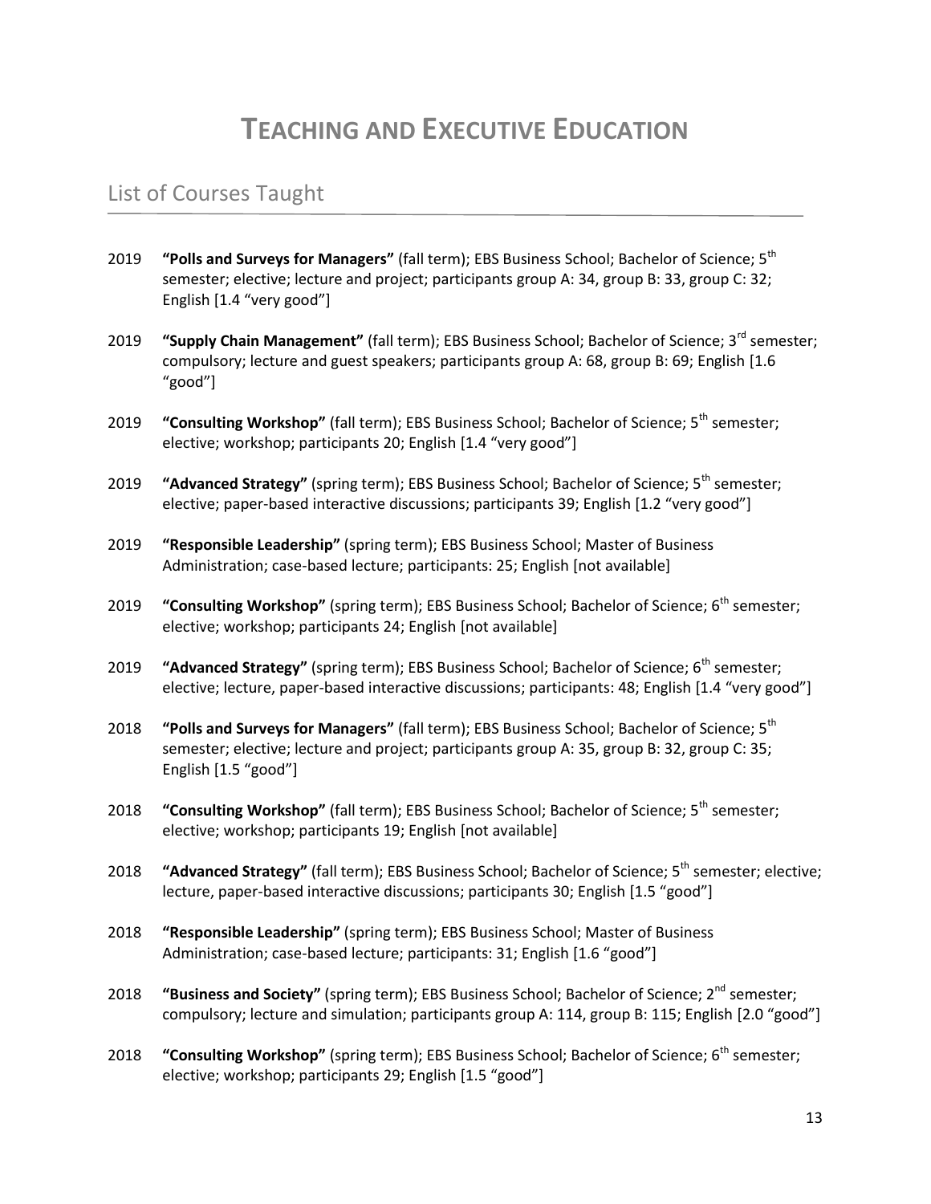# TEACHING AND EXECUTIVE EDUCATION

## List of Courses Taught

2019 **"Polls and Surveys for Managers"** (fall term); EBS Business School; Bachelor of Science; 5th semester; elective; lecture and project; participants group A: 34, group B: 33, group C: 32; English [1.4 "very good"]

2019 **"Supply Chain Management"** (fall term); EBS Business School; Bachelor of Science; 3rd semester; compulsory; lecture and guest speakers; participants group A: 68, group B: 69; English [1.6 "good"]

2019 **"Consulting Workshop"** (fall term); EBS Business School; Bachelor of Science; 5th semester; elective; workshop; participants 20; English [1.4 "very good"]

2019 **"Advanced Strategy"** (spring term); EBS Business School; Bachelor of Science; 5th semester; elective; paper-based interactive discussions; participants 39; English [1.2 "very good"]

2019 **"Responsible Leadership"** (spring term); EBS Business School; Master of Business Administration; case-based lecture; participants: 25; English [not available]

2019 **"Consulting Workshop"** (spring term); EBS Business School; Bachelor of Science; 6th semester; elective; workshop; participants 24; English [not available]

2019 **"Advanced Strategy"** (spring term); EBS Business School; Bachelor of Science; 6th semester; elective; lecture, paper-based interactive discussions; participants: 48; English [1.4 "very good"]

2018 **"Polls and Surveys for Managers"** (fall term); EBS Business School; Bachelor of Science; 5th semester; elective; lecture and project; participants group A: 35, group B: 32, group C: 35; English [1.5 "good"]

2018 **"Consulting Workshop"** (fall term); EBS Business School; Bachelor of Science; 5th semester; elective; workshop; participants 19; English [not available]

2018 **"Advanced Strategy"** (fall term); EBS Business School; Bachelor of Science; 5th semester; elective; lecture, paper-based interactive discussions; participants 30; English [1.5 "good"]

2018 **"Responsible Leadership"** (spring term); EBS Business School; Master of Business Administration; case-based lecture; participants: 31; English [1.6 "good"]

2018 **"Business and Society"** (spring term); EBS Business School; Bachelor of Science; 2nd semester; compulsory; lecture and simulation; participants group A: 114, group B: 115; English [2.0 "good"]

2018 **"Consulting Workshop"** (spring term); EBS Business School; Bachelor of Science; 6th semester; elective; workshop; participants 29; English [1.5 "good"]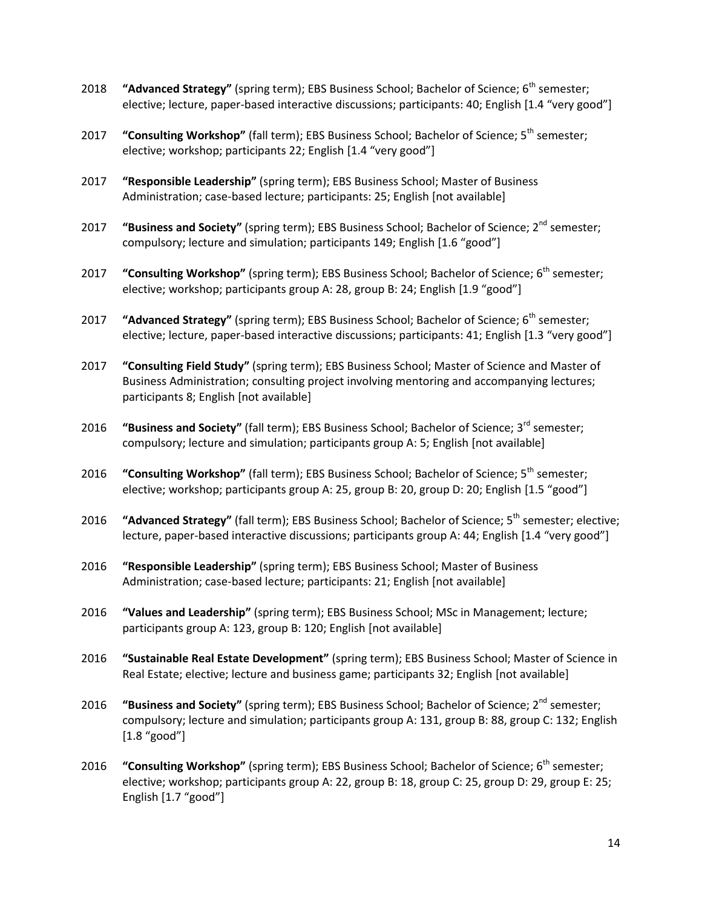2018 **"Advanced Strategy"** (spring term); EBS Business School; Bachelor of Science; 6th semester; elective; lecture, paper-based interactive discussions; participants: 40; English [1.4 "very good"]

2017 **"Consulting Workshop"** (fall term); EBS Business School; Bachelor of Science; 5th semester; elective; workshop; participants 22; English [1.4 "very good"]

2017 **"Responsible Leadership"** (spring term); EBS Business School; Master of Business Administration; case-based lecture; participants: 25; English [not available]

2017 **"Business and Society"** (spring term); EBS Business School; Bachelor of Science; 2nd semester; compulsory; lecture and simulation; participants 149; English [1.6 "good"]

2017 **"Consulting Workshop"** (spring term); EBS Business School; Bachelor of Science; 6th semester; elective; workshop; participants group A: 28, group B: 24; English [1.9 "good"]

2017 **"Advanced Strategy"** (spring term); EBS Business School; Bachelor of Science; 6th semester; elective; lecture, paper-based interactive discussions; participants: 41; English [1.3 "very good"]

2017 **"Consulting Field Study"** (spring term); EBS Business School; Master of Science and Master of Business Administration; consulting project involving mentoring and accompanying lectures; participants 8; English [not available]

2016 **"Business and Society"** (fall term); EBS Business School; Bachelor of Science; 3rd semester; compulsory; lecture and simulation; participants group A: 5; English [not available]

2016 **"Consulting Workshop"** (fall term); EBS Business School; Bachelor of Science; 5th semester; elective; workshop; participants group A: 25, group B: 20, group D: 20; English [1.5 "good"]

2016 **"Advanced Strategy"** (fall term); EBS Business School; Bachelor of Science; 5th semester; elective; lecture, paper-based interactive discussions; participants group A: 44; English [1.4 "very good"]

2016 **"Responsible Leadership"** (spring term); EBS Business School; Master of Business Administration; case-based lecture; participants: 21; English [not available]

2016 **"Values and Leadership"** (spring term); EBS Business School; MSc in Management; lecture; participants group A: 123, group B: 120; English [not available]

2016 **"Sustainable Real Estate Development"** (spring term); EBS Business School; Master of Science in Real Estate; elective; lecture and business game; participants 32; English [not available]

2016 **"Business and Society"** (spring term); EBS Business School; Bachelor of Science; 2nd semester; compulsory; lecture and simulation; participants group A: 131, group B: 88, group C: 132; English [1.8 "good"]

2016 **"Consulting Workshop"** (spring term); EBS Business School; Bachelor of Science; 6th semester; elective; workshop; participants group A: 22, group B: 18, group C: 25, group D: 29, group E: 25; English [1.7 "good"]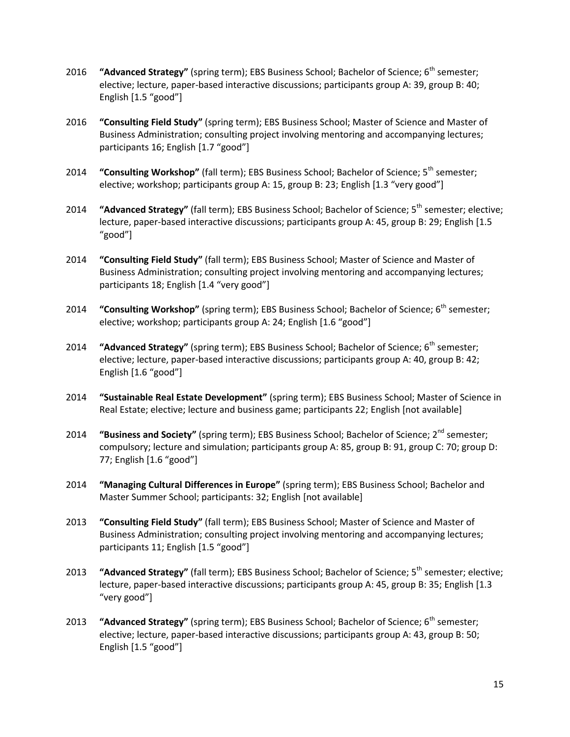2016 **"Advanced Strategy"** (spring term); EBS Business School; Bachelor of Science; 6th semester; elective; lecture, paper-based interactive discussions; participants group A: 39, group B: 40; English [1.5 "good"]

2016 **"Consulting Field Study"** (spring term); EBS Business School; Master of Science and Master of Business Administration; consulting project involving mentoring and accompanying lectures; participants 16; English [1.7 "good"]

2014 **"Consulting Workshop"** (fall term); EBS Business School; Bachelor of Science; 5th semester; elective; workshop; participants group A: 15, group B: 23; English [1.3 "very good"]

2014 **"Advanced Strategy"** (fall term); EBS Business School; Bachelor of Science; 5th semester; elective; lecture, paper-based interactive discussions; participants group A: 45, group B: 29; English [1.5 "good"]

2014 **"Consulting Field Study"** (fall term); EBS Business School; Master of Science and Master of Business Administration; consulting project involving mentoring and accompanying lectures; participants 18; English [1.4 "very good"]

2014 **"Consulting Workshop"** (spring term); EBS Business School; Bachelor of Science; 6th semester; elective; workshop; participants group A: 24; English [1.6 "good"]

2014 **"Advanced Strategy"** (spring term); EBS Business School; Bachelor of Science; 6th semester; elective; lecture, paper-based interactive discussions; participants group A: 40, group B: 42; English [1.6 "good"]

2014 **"Sustainable Real Estate Development"** (spring term); EBS Business School; Master of Science in Real Estate; elective; lecture and business game; participants 22; English [not available]

2014 **"Business and Society"** (spring term); EBS Business School; Bachelor of Science; 2nd semester; compulsory; lecture and simulation; participants group A: 85, group B: 91, group C: 70; group D: 77; English [1.6 "good"]

2014 **"Managing Cultural Differences in Europe"** (spring term); EBS Business School; Bachelor and Master Summer School; participants: 32; English [not available]

2013 **"Consulting Field Study"** (fall term); EBS Business School; Master of Science and Master of Business Administration; consulting project involving mentoring and accompanying lectures; participants 11; English [1.5 "good"]

2013 **"Advanced Strategy"** (fall term); EBS Business School; Bachelor of Science; 5th semester; elective; lecture, paper-based interactive discussions; participants group A: 45, group B: 35; English [1.3 "very good"]

2013 **"Advanced Strategy"** (spring term); EBS Business School; Bachelor of Science; 6th semester; elective; lecture, paper-based interactive discussions; participants group A: 43, group B: 50; English [1.5 "good"]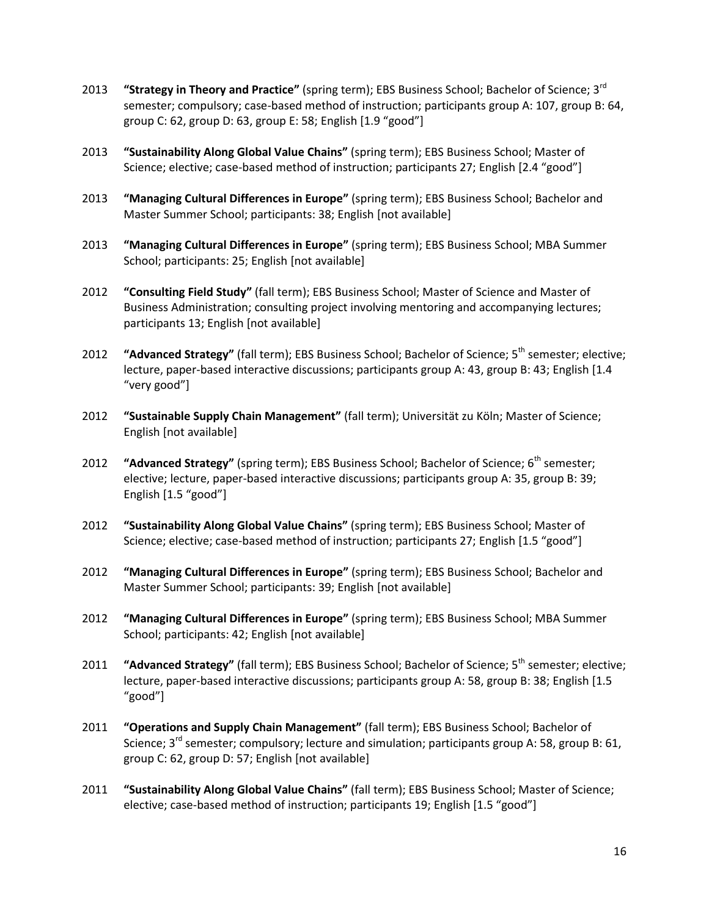2013 **“Strategy in Theory and Practice”** (spring term); EBS Business School; Bachelor of Science; 3rd semester; compulsory; case-based method of instruction; participants group A: 107, group B: 64, group C: 62, group D: 63, group E: 58; English [1.9 “good”]

2013 **“Sustainability Along Global Value Chains”** (spring term); EBS Business School; Master of Science; elective; case-based method of instruction; participants 27; English [2.4 “good”]

2013 **“Managing Cultural Differences in Europe”** (spring term); EBS Business School; Bachelor and Master Summer School; participants: 38; English [not available]

2013 **“Managing Cultural Differences in Europe”** (spring term); EBS Business School; MBA Summer School; participants: 25; English [not available]

2012 **“Consulting Field Study”** (fall term); EBS Business School; Master of Science and Master of Business Administration; consulting project involving mentoring and accompanying lectures; participants 13; English [not available]

2012 **“Advanced Strategy”** (fall term); EBS Business School; Bachelor of Science; 5th semester; elective; lecture, paper-based interactive discussions; participants group A: 43, group B: 43; English [1.4 “very good”]

2012 **“Sustainable Supply Chain Management”** (fall term); Universität zu Köln; Master of Science; English [not available]

2012 **“Advanced Strategy”** (spring term); EBS Business School; Bachelor of Science; 6th semester; elective; lecture, paper-based interactive discussions; participants group A: 35, group B: 39; English [1.5 “good”]

2012 **“Sustainability Along Global Value Chains”** (spring term); EBS Business School; Master of Science; elective; case-based method of instruction; participants 27; English [1.5 “good”]

2012 **“Managing Cultural Differences in Europe”** (spring term); EBS Business School; Bachelor and Master Summer School; participants: 39; English [not available]

2012 **“Managing Cultural Differences in Europe”** (spring term); EBS Business School; MBA Summer School; participants: 42; English [not available]

2011 **“Advanced Strategy”** (fall term); EBS Business School; Bachelor of Science; 5th semester; elective; lecture, paper-based interactive discussions; participants group A: 58, group B: 38; English [1.5 “good”]

2011 **“Operations and Supply Chain Management”** (fall term); EBS Business School; Bachelor of Science; 3rd semester; compulsory; lecture and simulation; participants group A: 58, group B: 61, group C: 62, group D: 57; English [not available]

2011 **“Sustainability Along Global Value Chains”** (fall term); EBS Business School; Master of Science; elective; case-based method of instruction; participants 19; English [1.5 “good”]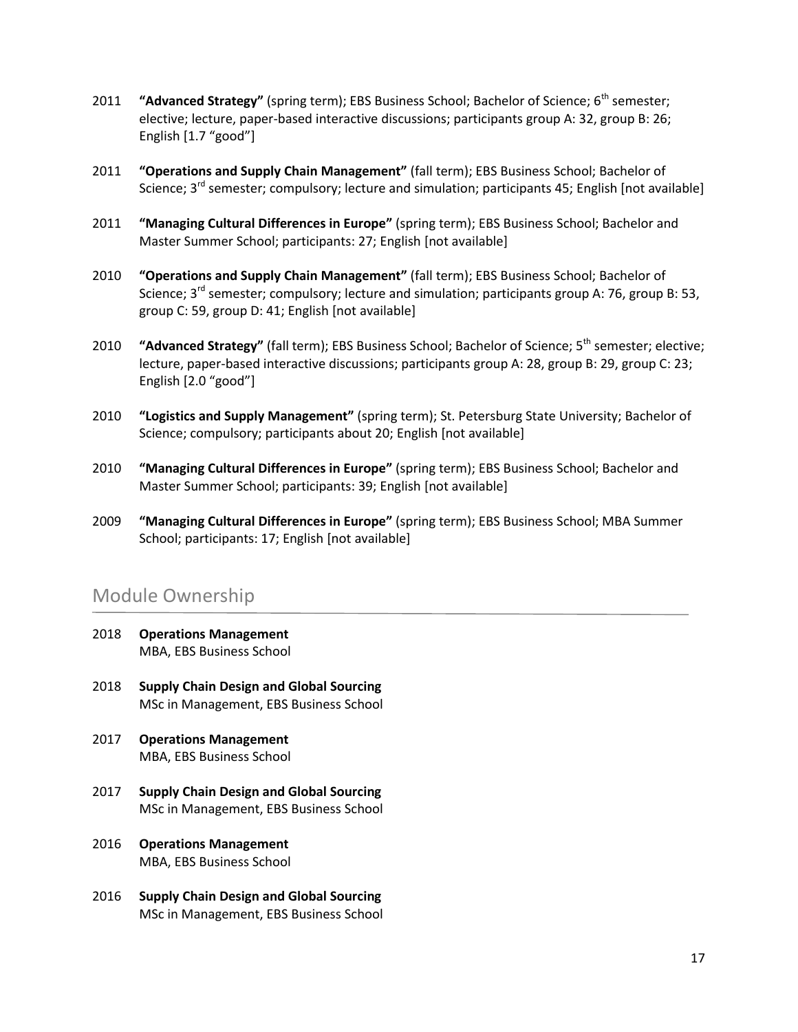2011 **"Advanced Strategy"** (spring term); EBS Business School; Bachelor of Science; 6th semester; elective; lecture, paper-based interactive discussions; participants group A: 32, group B: 26; English [1.7 "good"]

2011 **"Operations and Supply Chain Management"** (fall term); EBS Business School; Bachelor of Science; 3rd semester; compulsory; lecture and simulation; participants 45; English [not available]

2011 **"Managing Cultural Differences in Europe"** (spring term); EBS Business School; Bachelor and Master Summer School; participants: 27; English [not available]

2010 **"Operations and Supply Chain Management"** (fall term); EBS Business School; Bachelor of Science; 3rd semester; compulsory; lecture and simulation; participants group A: 76, group B: 53, group C: 59, group D: 41; English [not available]

2010 **"Advanced Strategy"** (fall term); EBS Business School; Bachelor of Science; 5th semester; elective; lecture, paper-based interactive discussions; participants group A: 28, group B: 29, group C: 23; English [2.0 "good"]

2010 **"Logistics and Supply Management"** (spring term); St. Petersburg State University; Bachelor of Science; compulsory; participants about 20; English [not available]

2010 **"Managing Cultural Differences in Europe"** (spring term); EBS Business School; Bachelor and Master Summer School; participants: 39; English [not available]

2009 **"Managing Cultural Differences in Europe"** (spring term); EBS Business School; MBA Summer School; participants: 17; English [not available]

## Module Ownership

2018 **Operations Management**
MBA, EBS Business School

2018 **Supply Chain Design and Global Sourcing**
MSc in Management, EBS Business School

2017 **Operations Management**
MBA, EBS Business School

2017 **Supply Chain Design and Global Sourcing**
MSc in Management, EBS Business School

2016 **Operations Management**
MBA, EBS Business School

2016 **Supply Chain Design and Global Sourcing**
MSc in Management, EBS Business School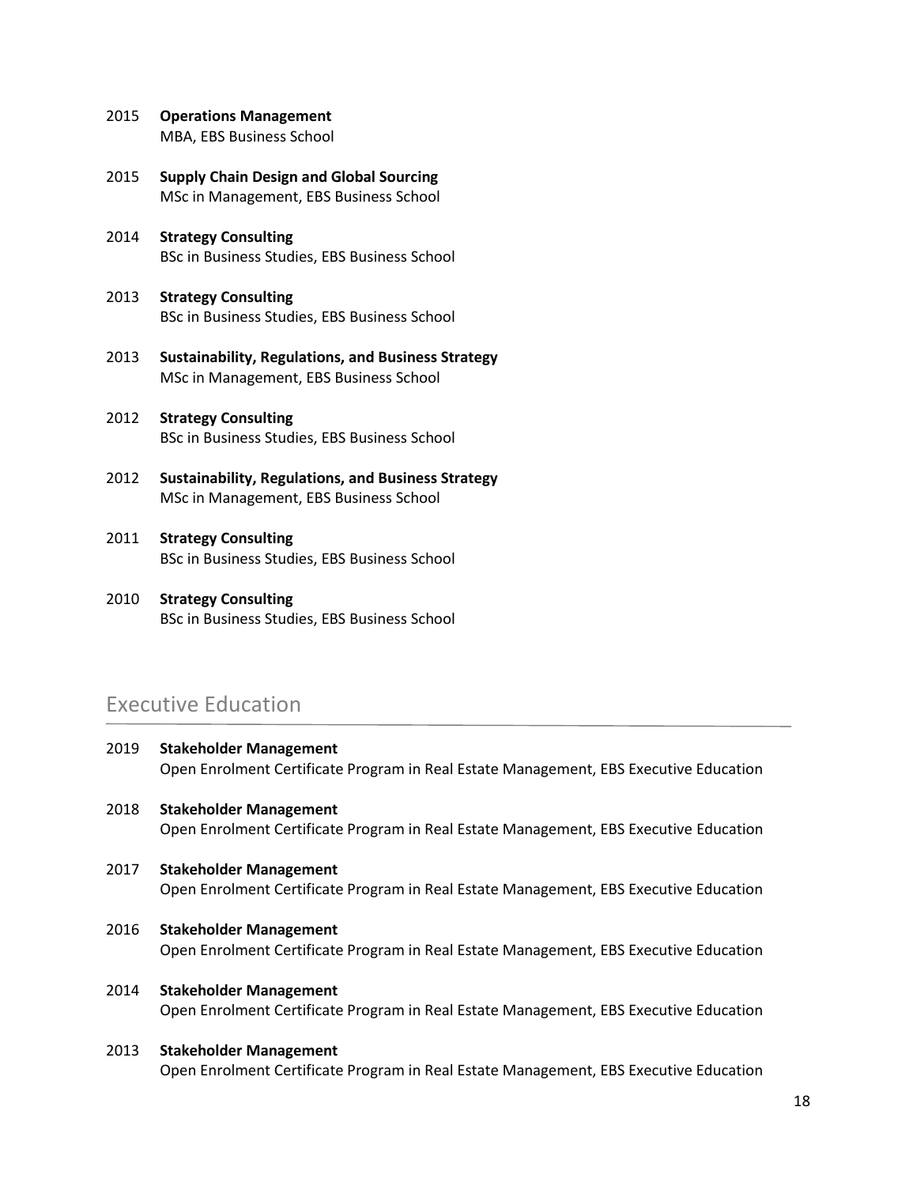2015 **Operations Management**
MBA, EBS Business School

2015 **Supply Chain Design and Global Sourcing**
MSc in Management, EBS Business School

2014 **Strategy Consulting**
BSc in Business Studies, EBS Business School

2013 **Strategy Consulting**
BSc in Business Studies, EBS Business School

2013 **Sustainability, Regulations, and Business Strategy**
MSc in Management, EBS Business School

2012 **Strategy Consulting**
BSc in Business Studies, EBS Business School

2012 **Sustainability, Regulations, and Business Strategy**
MSc in Management, EBS Business School

2011 **Strategy Consulting**
BSc in Business Studies, EBS Business School

2010 **Strategy Consulting**
BSc in Business Studies, EBS Business School

## Executive Education

2019 **Stakeholder Management**
Open Enrolment Certificate Program in Real Estate Management, EBS Executive Education

2018 **Stakeholder Management**
Open Enrolment Certificate Program in Real Estate Management, EBS Executive Education

2017 **Stakeholder Management**
Open Enrolment Certificate Program in Real Estate Management, EBS Executive Education

2016 **Stakeholder Management**
Open Enrolment Certificate Program in Real Estate Management, EBS Executive Education

2014 **Stakeholder Management**
Open Enrolment Certificate Program in Real Estate Management, EBS Executive Education

2013 **Stakeholder Management**
Open Enrolment Certificate Program in Real Estate Management, EBS Executive Education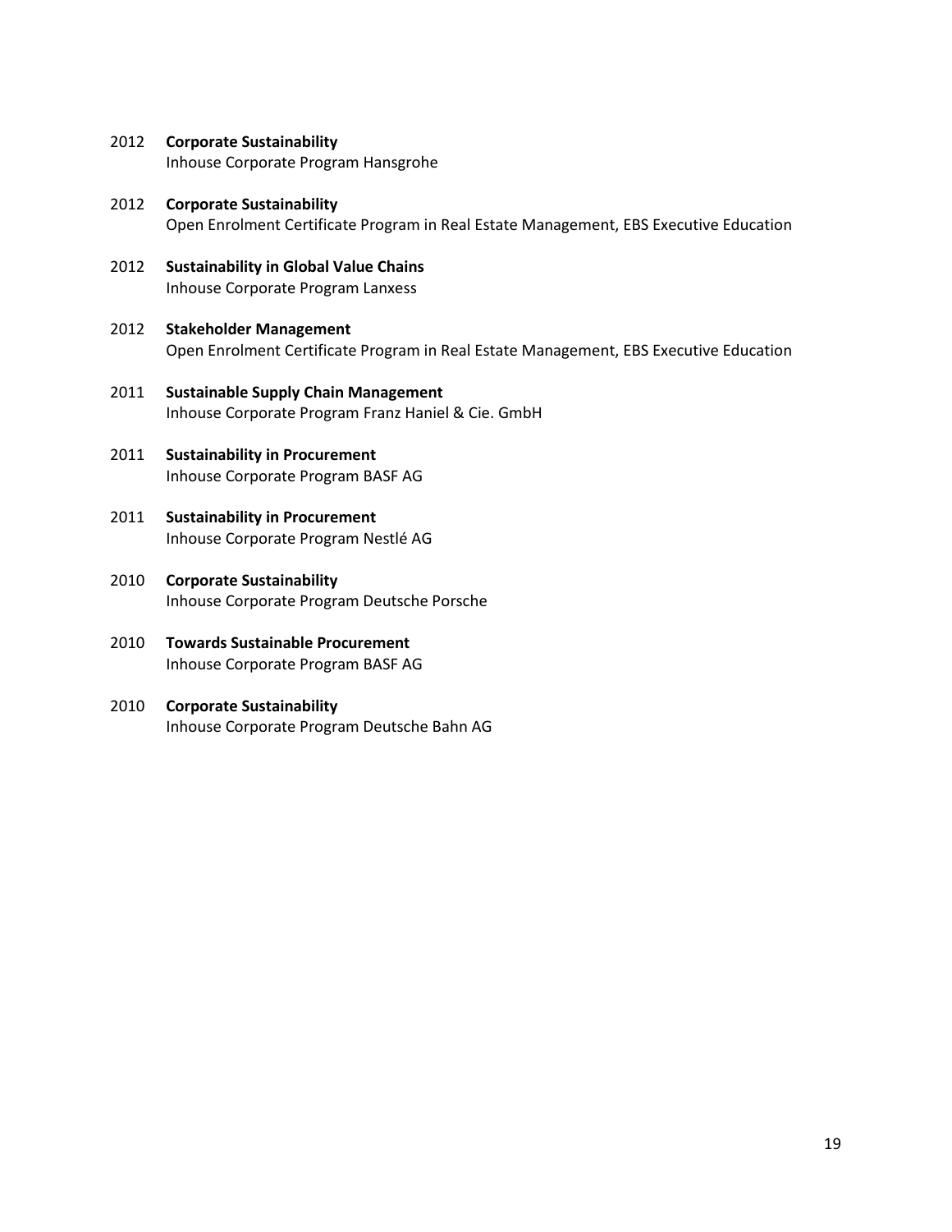2012 **Corporate Sustainability**
Inhouse Corporate Program Hansgrohe

2012 **Corporate Sustainability**
Open Enrolment Certificate Program in Real Estate Management, EBS Executive Education

2012 **Sustainability in Global Value Chains**
Inhouse Corporate Program Lanxess

2012 **Stakeholder Management**
Open Enrolment Certificate Program in Real Estate Management, EBS Executive Education

2011 **Sustainable Supply Chain Management**
Inhouse Corporate Program Franz Haniel & Cie. GmbH

2011 **Sustainability in Procurement**
Inhouse Corporate Program BASF AG

2011 **Sustainability in Procurement**
Inhouse Corporate Program Nestlé AG

2010 **Corporate Sustainability**
Inhouse Corporate Program Deutsche Porsche

2010 **Towards Sustainable Procurement**
Inhouse Corporate Program BASF AG

2010 **Corporate Sustainability**
Inhouse Corporate Program Deutsche Bahn AG